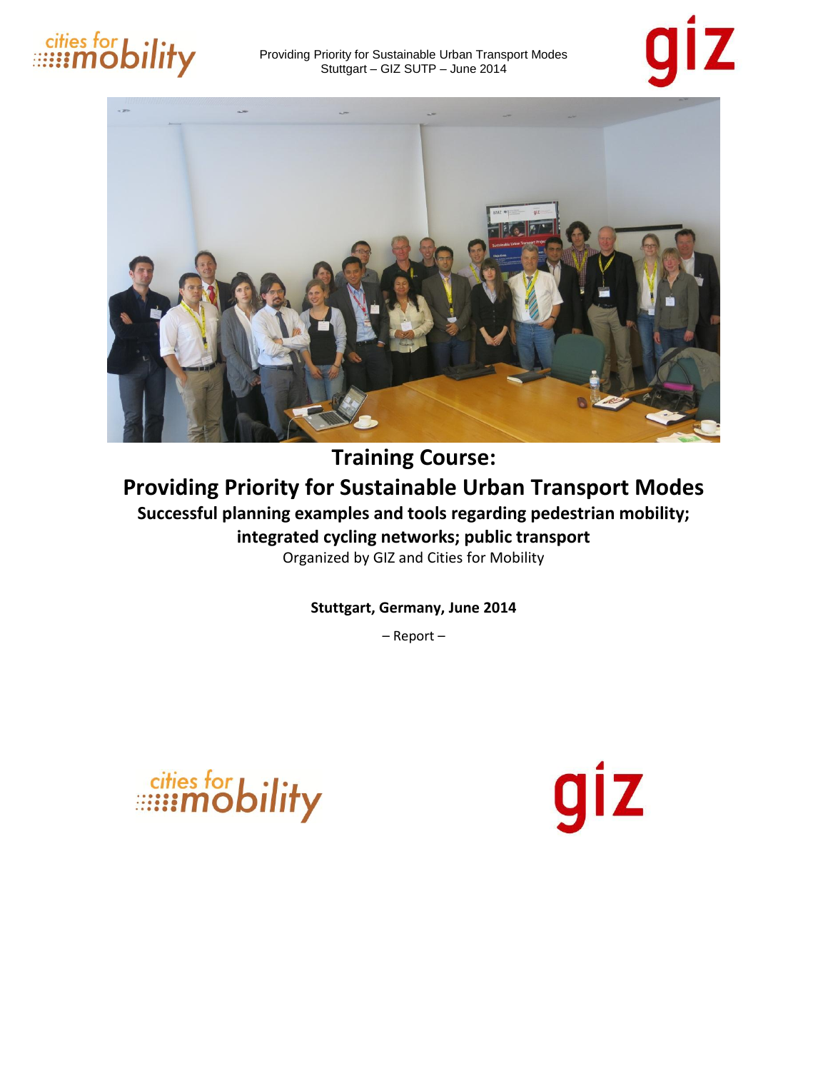# Training Course:

# Providing Priority for Sustainable Urban Transport Modes

**Successful planning examples and tools regarding pedestrian mobility; integrated cycling networks; public transport**

Organized by GIZ and Cities for Mobility

**Stuttgart, Germany, June 2014**

– Report –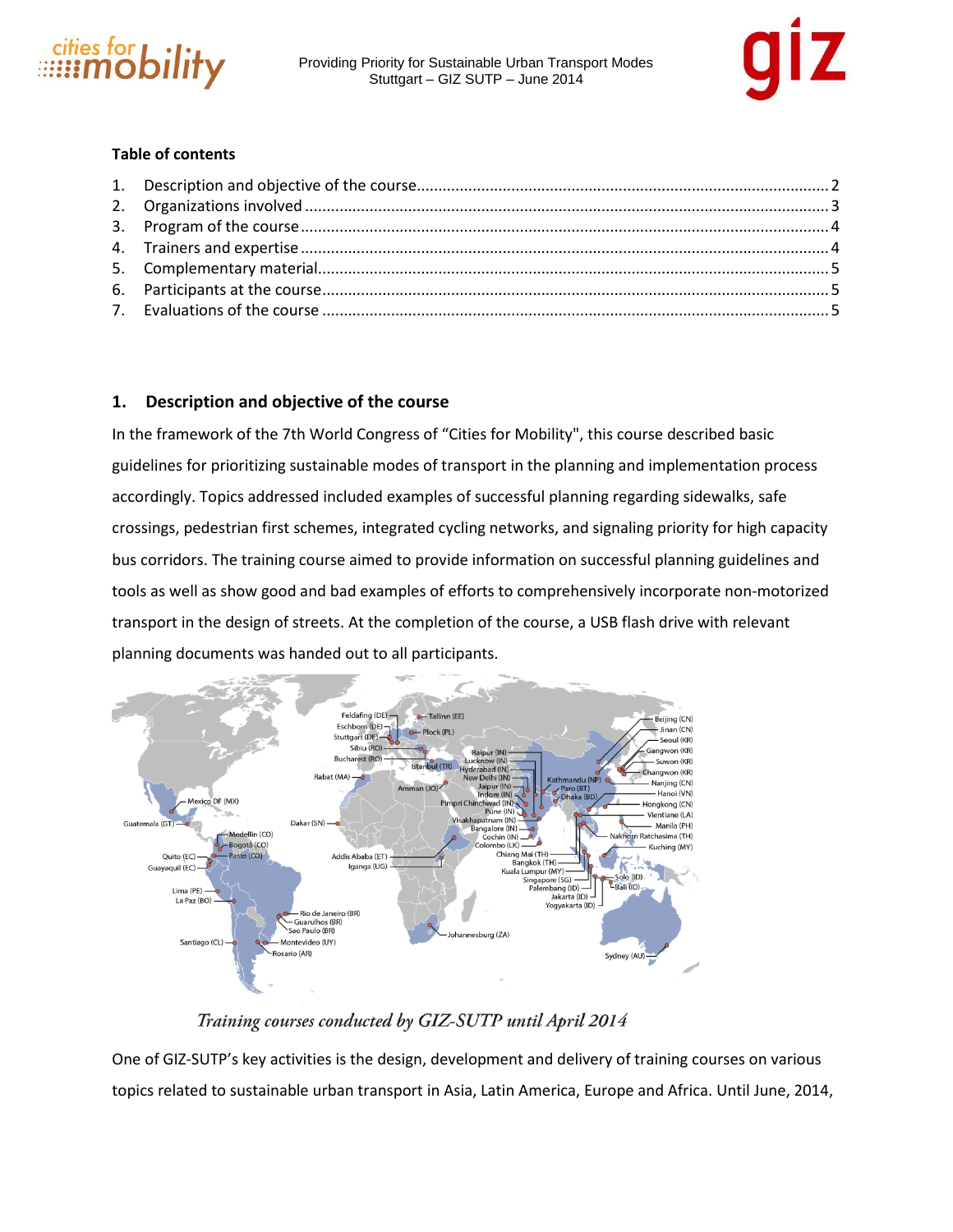## Table of contents

1. Description and objective of the course........................................................ 2
2. Organizations involved ........................................................ 3
3. Program of the course ........................................................ 4
4. Trainers and expertise ........................................................ 4
5. Complementary material........................................................ 5
6. Participants at the course........................................................ 5
7. Evaluations of the course ........................................................ 5

## 1. Description and objective of the course

In the framework of the 7th World Congress of "Cities for Mobility", this course described basic guidelines for prioritizing sustainable modes of transport in the planning and implementation process accordingly. Topics addressed included examples of successful planning regarding sidewalks, safe crossings, pedestrian first schemes, integrated cycling networks, and signaling priority for high capacity bus corridors. The training course aimed to provide information on successful planning guidelines and tools as well as show good and bad examples of efforts to comprehensively incorporate non-motorized transport in the design of streets. At the completion of the course, a USB flash drive with relevant planning documents was handed out to all participants.

*Training courses conducted by GIZ-SUTP until April 2014*

One of GIZ-SUTP's key activities is the design, development and delivery of training courses on various topics related to sustainable urban transport in Asia, Latin America, Europe and Africa. Until June, 2014,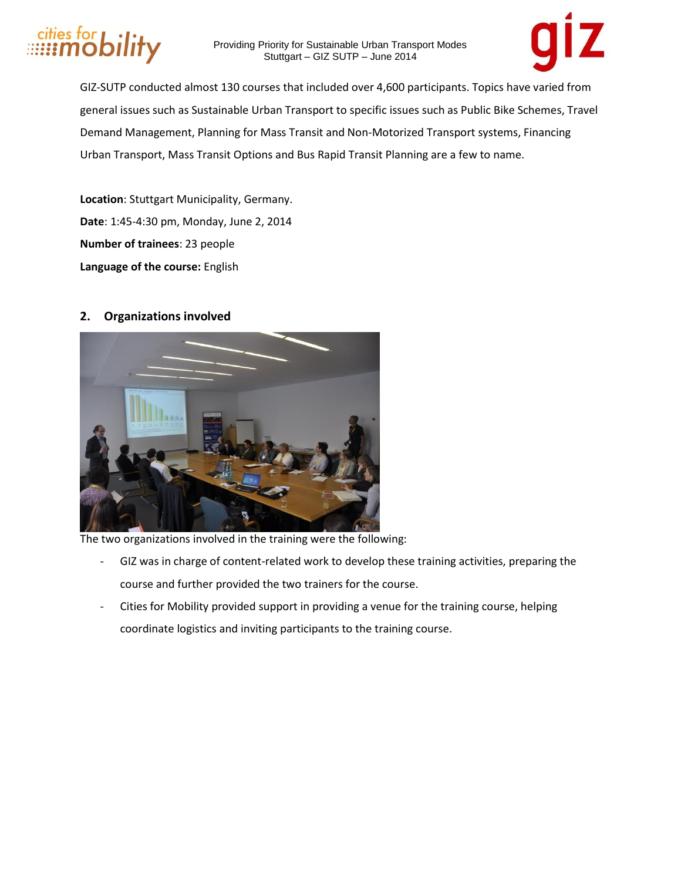GIZ-SUTP conducted almost 130 courses that included over 4,600 participants. Topics have varied from general issues such as Sustainable Urban Transport to specific issues such as Public Bike Schemes, Travel Demand Management, Planning for Mass Transit and Non-Motorized Transport systems, Financing Urban Transport, Mass Transit Options and Bus Rapid Transit Planning are a few to name.

**Location**: Stuttgart Municipality, Germany.

**Date**: 1:45-4:30 pm, Monday, June 2, 2014

**Number of trainees**: 23 people

**Language of the course:** English

## 2. Organizations involved

The two organizations involved in the training were the following:

- GIZ was in charge of content-related work to develop these training activities, preparing the course and further provided the two trainers for the course.
- Cities for Mobility provided support in providing a venue for the training course, helping coordinate logistics and inviting participants to the training course.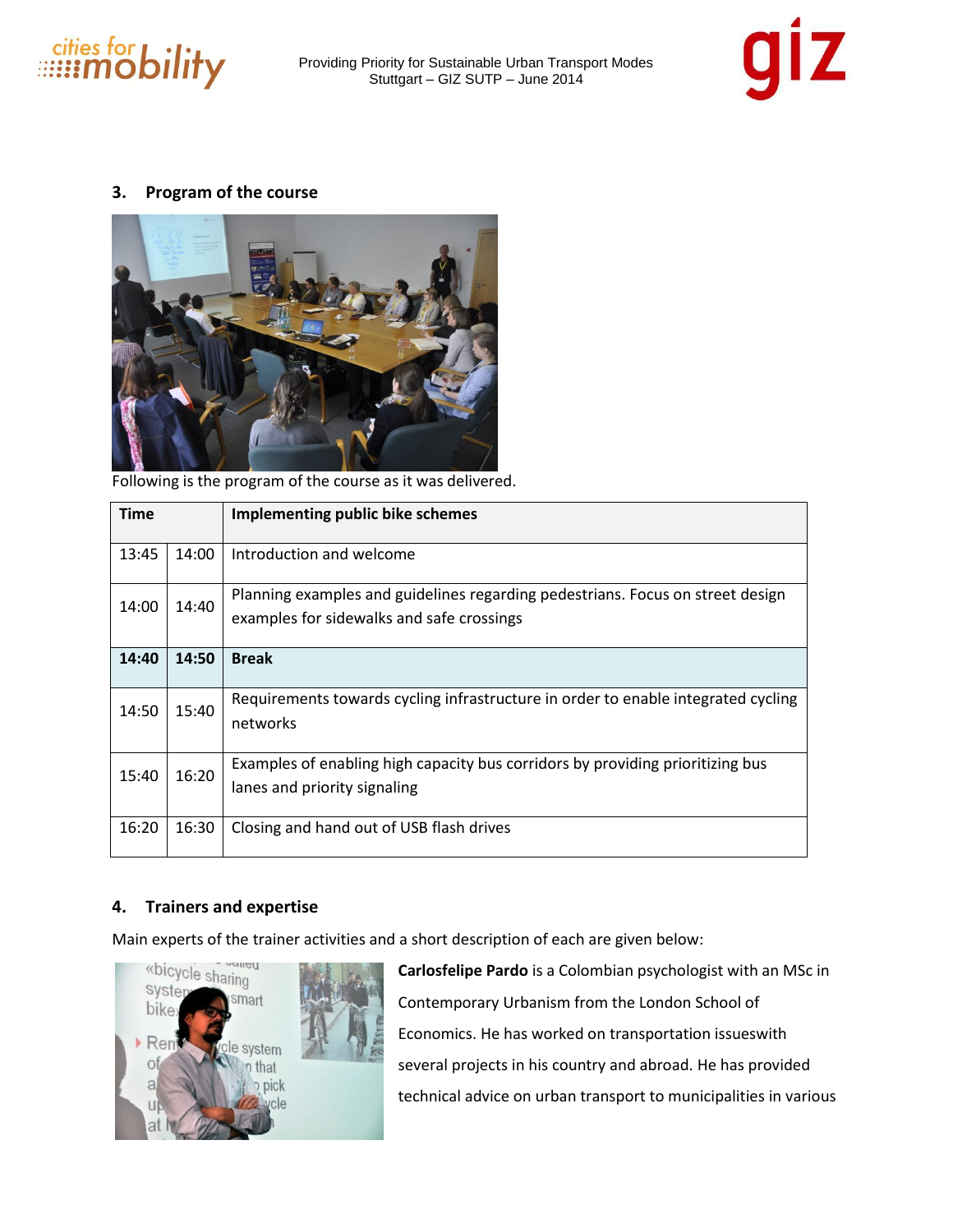## 3. Program of the course

Following is the program of the course as it was delivered.

| Time | | Implementing public bike schemes |
|---|---|---|
| 13:45 | 14:00 | Introduction and welcome |
| 14:00 | 14:40 | Planning examples and guidelines regarding pedestrians. Focus on street design examples for sidewalks and safe crossings |
| **14:40** | **14:50** | **Break** |
| 14:50 | 15:40 | Requirements towards cycling infrastructure in order to enable integrated cycling networks |
| 15:40 | 16:20 | Examples of enabling high capacity bus corridors by providing prioritizing bus lanes and priority signaling |
| 16:20 | 16:30 | Closing and hand out of USB flash drives |

## 4. Trainers and expertise

Main experts of the trainer activities and a short description of each are given below:

**Carlosfelipe Pardo** is a Colombian psychologist with an MSc in Contemporary Urbanism from the London School of Economics. He has worked on transportation issueswith several projects in his country and abroad. He has provided technical advice on urban transport to municipalities in various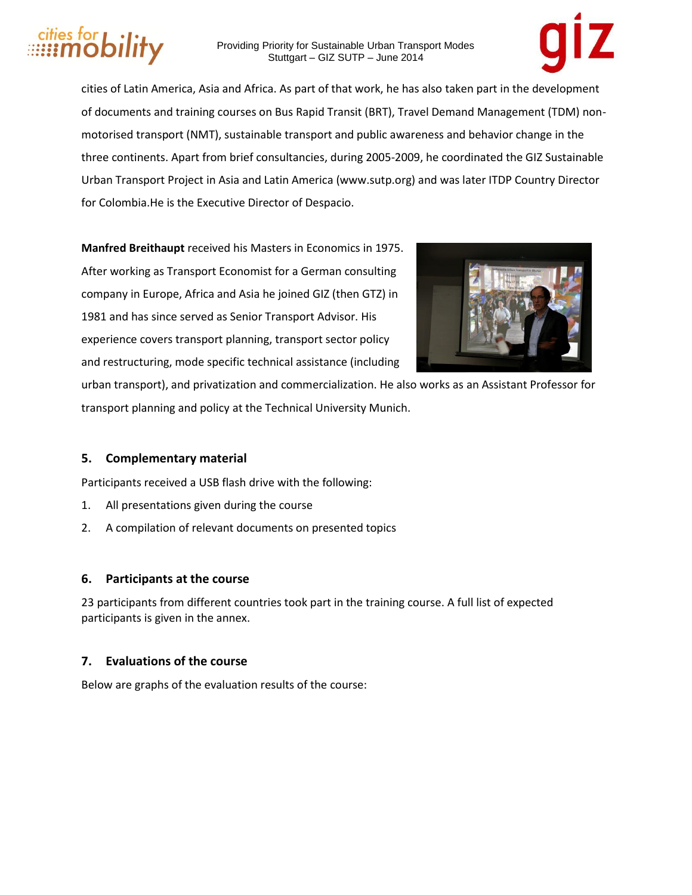cities of Latin America, Asia and Africa. As part of that work, he has also taken part in the development of documents and training courses on Bus Rapid Transit (BRT), Travel Demand Management (TDM) non-motorised transport (NMT), sustainable transport and public awareness and behavior change in the three continents. Apart from brief consultancies, during 2005-2009, he coordinated the GIZ Sustainable Urban Transport Project in Asia and Latin America (www.sutp.org) and was later ITDP Country Director for Colombia.He is the Executive Director of Despacio.

**Manfred Breithaupt** received his Masters in Economics in 1975. After working as Transport Economist for a German consulting company in Europe, Africa and Asia he joined GIZ (then GTZ) in 1981 and has since served as Senior Transport Advisor. His experience covers transport planning, transport sector policy and restructuring, mode specific technical assistance (including urban transport), and privatization and commercialization. He also works as an Assistant Professor for transport planning and policy at the Technical University Munich.

## 5. Complementary material

Participants received a USB flash drive with the following:

1. All presentations given during the course
2. A compilation of relevant documents on presented topics

## 6. Participants at the course

23 participants from different countries took part in the training course. A full list of expected participants is given in the annex.

## 7. Evaluations of the course

Below are graphs of the evaluation results of the course: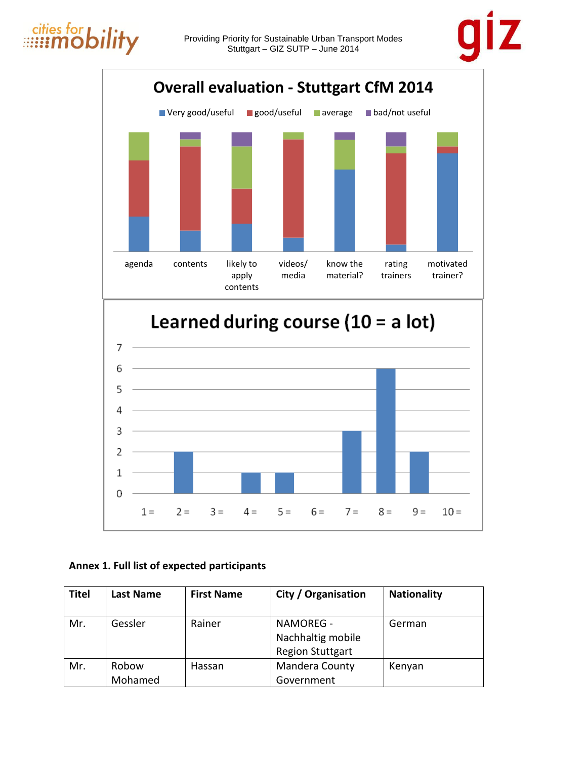**Overall evaluation - Stuttgart CfM 2014**

Very good/useful | good/useful | average | bad/not useful

agenda | contents | likely to apply contents | videos/ media | know the material? | rating trainers | motivated trainer?

**Learned during course (10 = a lot)**

| 1 = | 2 = | 3 = | 4 = | 5 = | 6 = | 7 = | 8 = | 9 = | 10 = |
|---|---|---|---|---|---|---|---|---|---|
| 0 | 2 | 0 | 1 | 1 | 0 | 3 | 6 | 2 | 0 |

**Annex 1. Full list of expected participants**

| Titel | Last Name | First Name | City / Organisation | Nationality |
|---|---|---|---|---|
| Mr. | Gessler | Rainer | NAMOREG - Nachhaltig mobile Region Stuttgart | German |
| Mr. | Robow Mohamed | Hassan | Mandera County Government | Kenyan |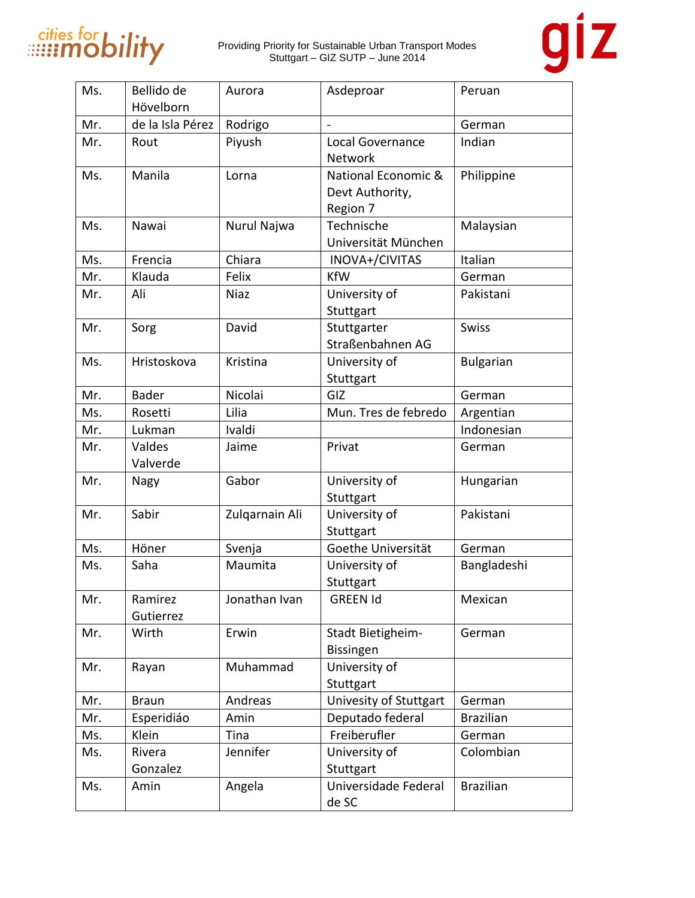| Ms. | Bellido de Hövelborn | Aurora | Asdeproar | Peruan |
|---|---|---|---|---|
| Mr. | de la Isla Pérez | Rodrigo | - | German |
| Mr. | Rout | Piyush | Local Governance Network | Indian |
| Ms. | Manila | Lorna | National Economic & Devt Authority, Region 7 | Philippine |
| Ms. | Nawai | Nurul Najwa | Technische Universität München | Malaysian |
| Ms. | Frencia | Chiara | INOVA+/CIVITAS | Italian |
| Mr. | Klauda | Felix | KfW | German |
| Mr. | Ali | Niaz | University of Stuttgart | Pakistani |
| Mr. | Sorg | David | Stuttgarter Straßenbahnen AG | Swiss |
| Ms. | Hristoskova | Kristina | University of Stuttgart | Bulgarian |
| Mr. | Bader | Nicolai | GIZ | German |
| Ms. | Rosetti | Lilia | Mun. Tres de febredo | Argentian |
| Mr. | Lukman | Ivaldi | | Indonesian |
| Mr. | Valdes Valverde | Jaime | Privat | German |
| Mr. | Nagy | Gabor | University of Stuttgart | Hungarian |
| Mr. | Sabir | Zulqarnain Ali | University of Stuttgart | Pakistani |
| Ms. | Höner | Svenja | Goethe Universität | German |
| Ms. | Saha | Maumita | University of Stuttgart | Bangladeshi |
| Mr. | Ramirez Gutierrez | Jonathan Ivan | GREEN Id | Mexican |
| Mr. | Wirth | Erwin | Stadt Bietigheim-Bissingen | German |
| Mr. | Rayan | Muhammad | University of Stuttgart | |
| Mr. | Braun | Andreas | Univesity of Stuttgart | German |
| Mr. | Esperidiáo | Amin | Deputado federal | Brazilian |
| Ms. | Klein | Tina | Freiberufler | German |
| Ms. | Rivera Gonzalez | Jennifer | University of Stuttgart | Colombian |
| Ms. | Amin | Angela | Universidade Federal de SC | Brazilian |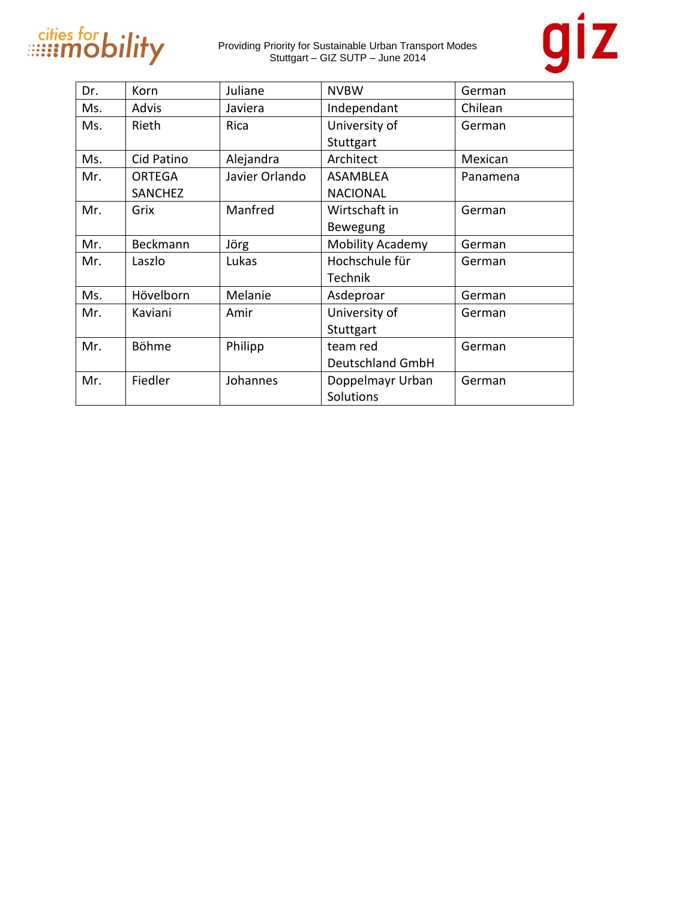| | | | | |
|---|---|---|---|---|
| Dr. | Korn | Juliane | NVBW | German |
| Ms. | Advis | Javiera | Independant | Chilean |
| Ms. | Rieth | Rica | University of Stuttgart | German |
| Ms. | Cid Patino | Alejandra | Architect | Mexican |
| Mr. | ORTEGA SANCHEZ | Javier Orlando | ASAMBLEA NACIONAL | Panamena |
| Mr. | Grix | Manfred | Wirtschaft in Bewegung | German |
| Mr. | Beckmann | Jörg | Mobility Academy | German |
| Mr. | Laszlo | Lukas | Hochschule für Technik | German |
| Ms. | Hövelborn | Melanie | Asdeproar | German |
| Mr. | Kaviani | Amir | University of Stuttgart | German |
| Mr. | Böhme | Philipp | team red Deutschland GmbH | German |
| Mr. | Fiedler | Johannes | Doppelmayr Urban Solutions | German |